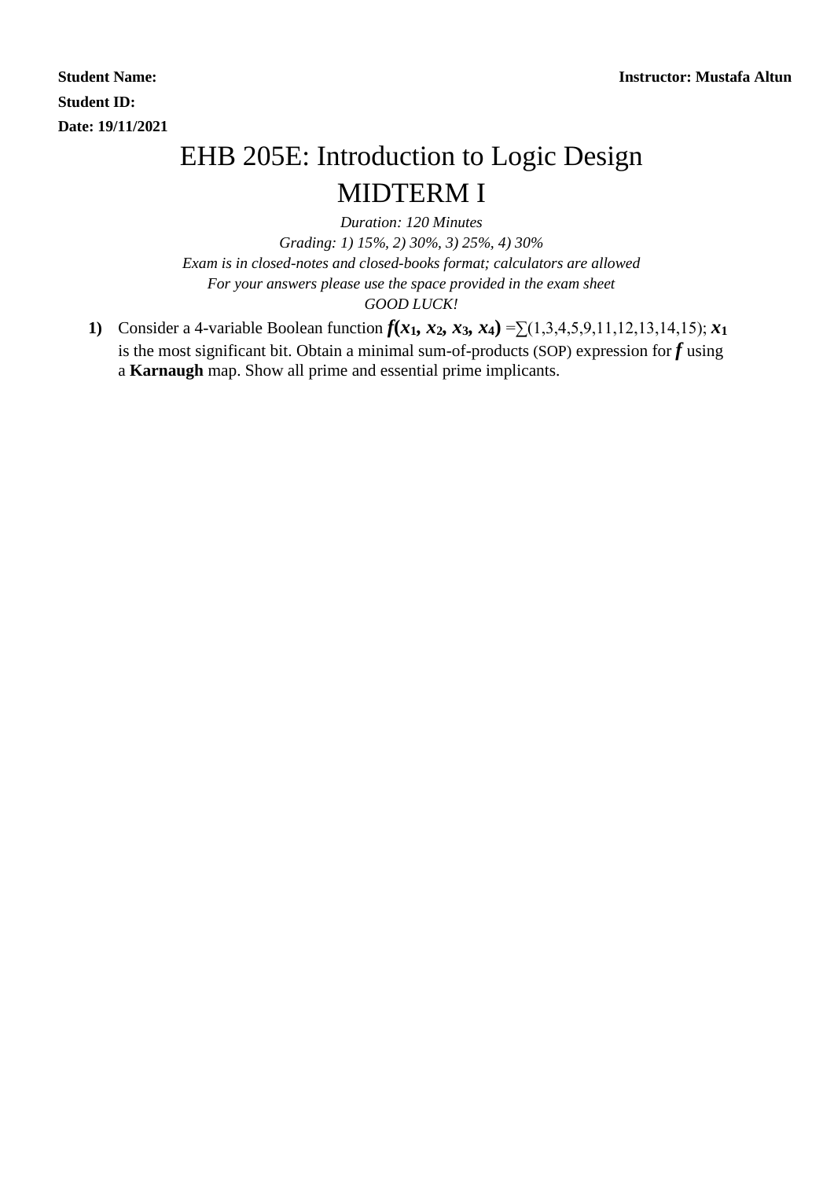**Student Name:** **Instructor: Mustafa Altun**

**Student ID:**

**Date: 19/11/2021**

# EHB 205E: Introduction to Logic Design

# MIDTERM I

*Duration: 120 Minutes*

*Grading: 1) 15%, 2) 30%, 3) 25%, 4) 30%*

*Exam is in closed-notes and closed-books format; calculators are allowed*

*For your answers please use the space provided in the exam sheet*

*GOOD LUCK!*

**1)** Consider a 4-variable Boolean function $f(x_1, x_2, x_3, x_4) = \sum(1,3,4,5,9,11,12,13,14,15)$; $x_1$ is the most significant bit. Obtain a minimal sum-of-products (SOP) expression for $f$ using a **Karnaugh** map. Show all prime and essential prime implicants.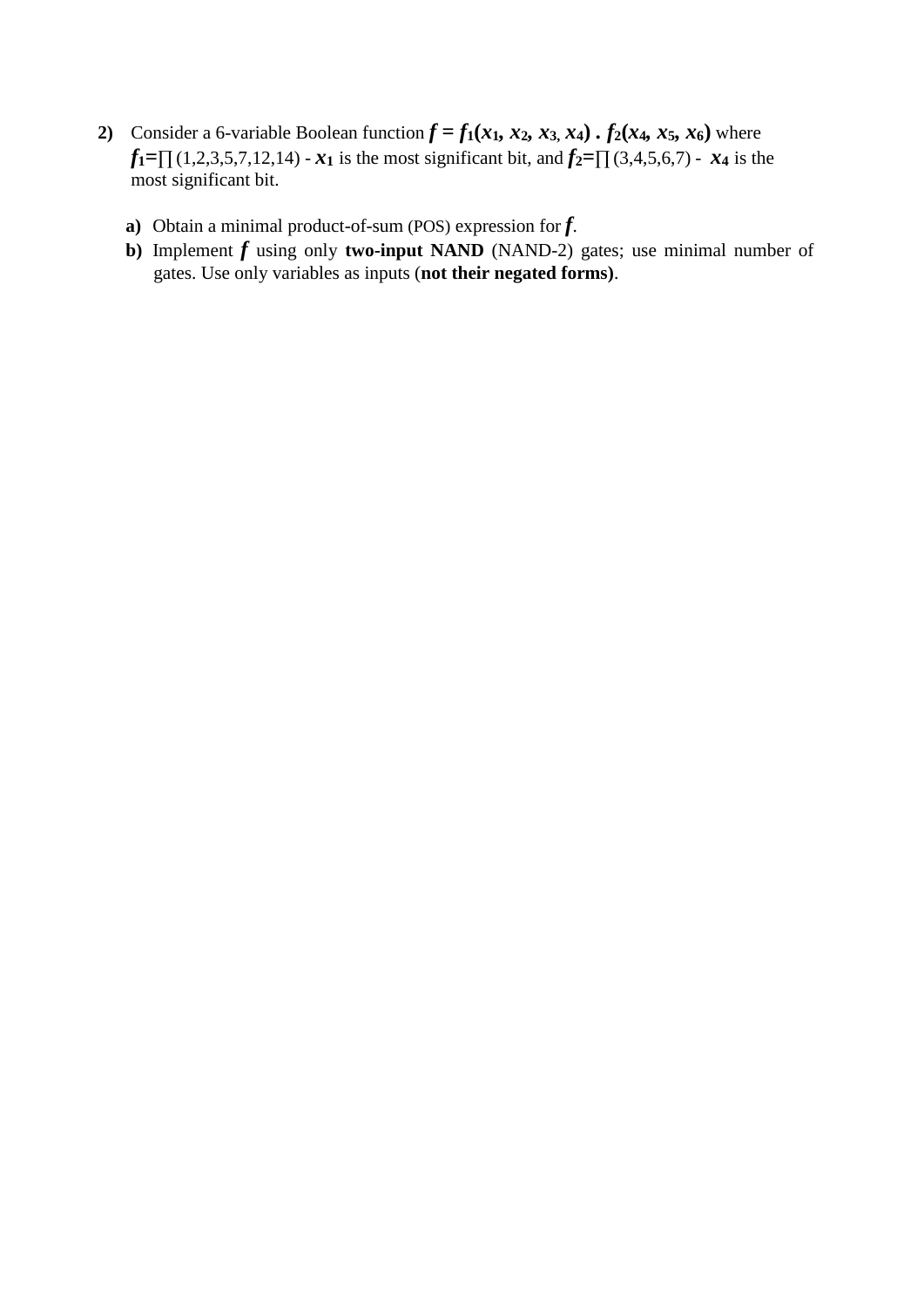**2)** Consider a 6-variable Boolean function $f = f_1(x_1, x_2, x_3, x_4) \cdot f_2(x_4, x_5, x_6)$ where $f_1 = \prod(1,2,3,5,7,12,14)$ - $x_1$ is the most significant bit, and $f_2 = \prod(3,4,5,6,7)$ - $x_4$ is the most significant bit.

**a)** Obtain a minimal product-of-sum (POS) expression for $f$.

**b)** Implement $f$ using only **two-input NAND** (NAND-2) gates; use minimal number of gates. Use only variables as inputs (**not their negated forms)**.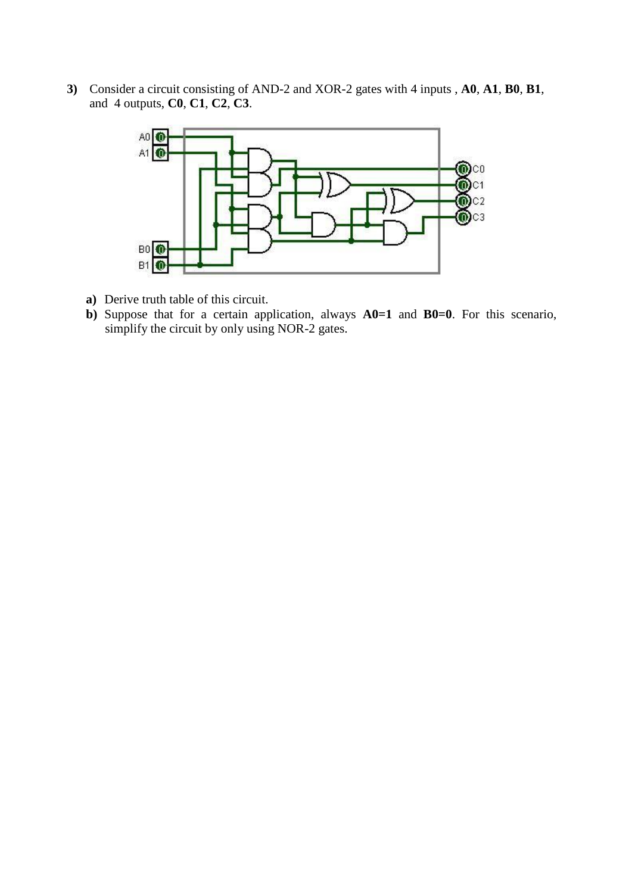**3)** Consider a circuit consisting of AND-2 and XOR-2 gates with 4 inputs , **A0**, **A1**, **B0**, **B1**, and 4 outputs, **C0**, **C1**, **C2**, **C3**.

**a)** Derive truth table of this circuit.

**b)** Suppose that for a certain application, always **A0=1** and **B0=0**. For this scenario, simplify the circuit by only using NOR-2 gates.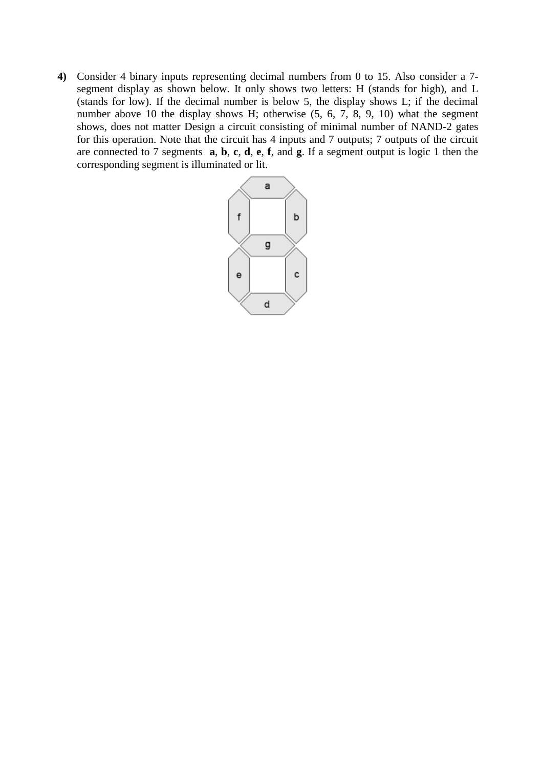**4)** Consider 4 binary inputs representing decimal numbers from 0 to 15. Also consider a 7-segment display as shown below. It only shows two letters: H (stands for high), and L (stands for low). If the decimal number is below 5, the display shows L; if the decimal number above 10 the display shows H; otherwise (5, 6, 7, 8, 9, 10) what the segment shows, does not matter Design a circuit consisting of minimal number of NAND-2 gates for this operation. Note that the circuit has 4 inputs and 7 outputs; 7 outputs of the circuit are connected to 7 segments **a**, **b**, **c**, **d**, **e**, **f**, and **g**. If a segment output is logic 1 then the corresponding segment is illuminated or lit.

a

f

b

g

e

c

d